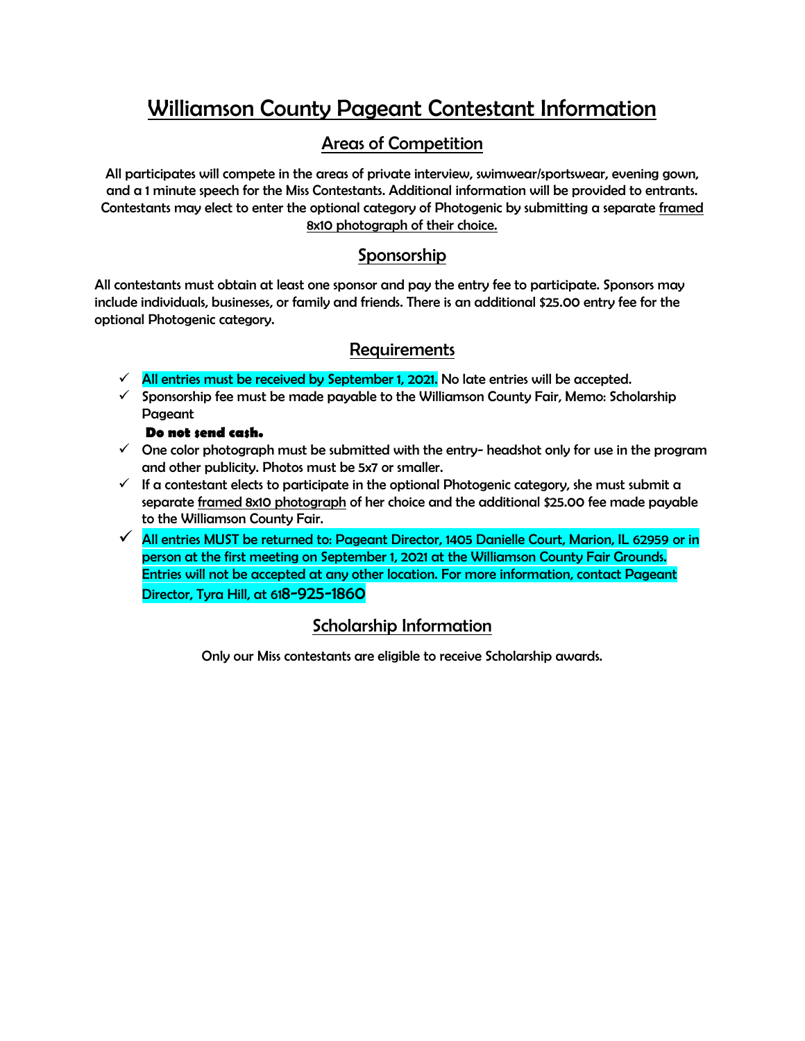# Williamson County Pageant Contestant Information

## Areas of Competition

All participates will compete in the areas of private interview, swimwear/sportswear, evening gown, and a 1 minute speech for the Miss Contestants. Additional information will be provided to entrants. Contestants may elect to enter the optional category of Photogenic by submitting a separate framed 8x10 photograph of their choice.

## Sponsorship

All contestants must obtain at least one sponsor and pay the entry fee to participate. Sponsors may include individuals, businesses, or family and friends. There is an additional $25.00 entry fee for the optional Photogenic category.

## Requirements

- ✓ All entries must be received by September 1, 2021. No late entries will be accepted.
- ✓ Sponsorship fee must be made payable to the Williamson County Fair, Memo: Scholarship Pageant

  **Do not send cash.**
- ✓ One color photograph must be submitted with the entry- headshot only for use in the program and other publicity. Photos must be 5x7 or smaller.
- ✓ If a contestant elects to participate in the optional Photogenic category, she must submit a separate framed 8x10 photograph of her choice and the additional $25.00 fee made payable to the Williamson County Fair.
- ✓ All entries MUST be returned to: Pageant Director, 1405 Danielle Court, Marion, IL 62959 or in person at the first meeting on September 1, 2021 at the Williamson County Fair Grounds. Entries will not be accepted at any other location. For more information, contact Pageant Director, Tyra Hill, at 618-925-1860

## Scholarship Information

Only our Miss contestants are eligible to receive Scholarship awards.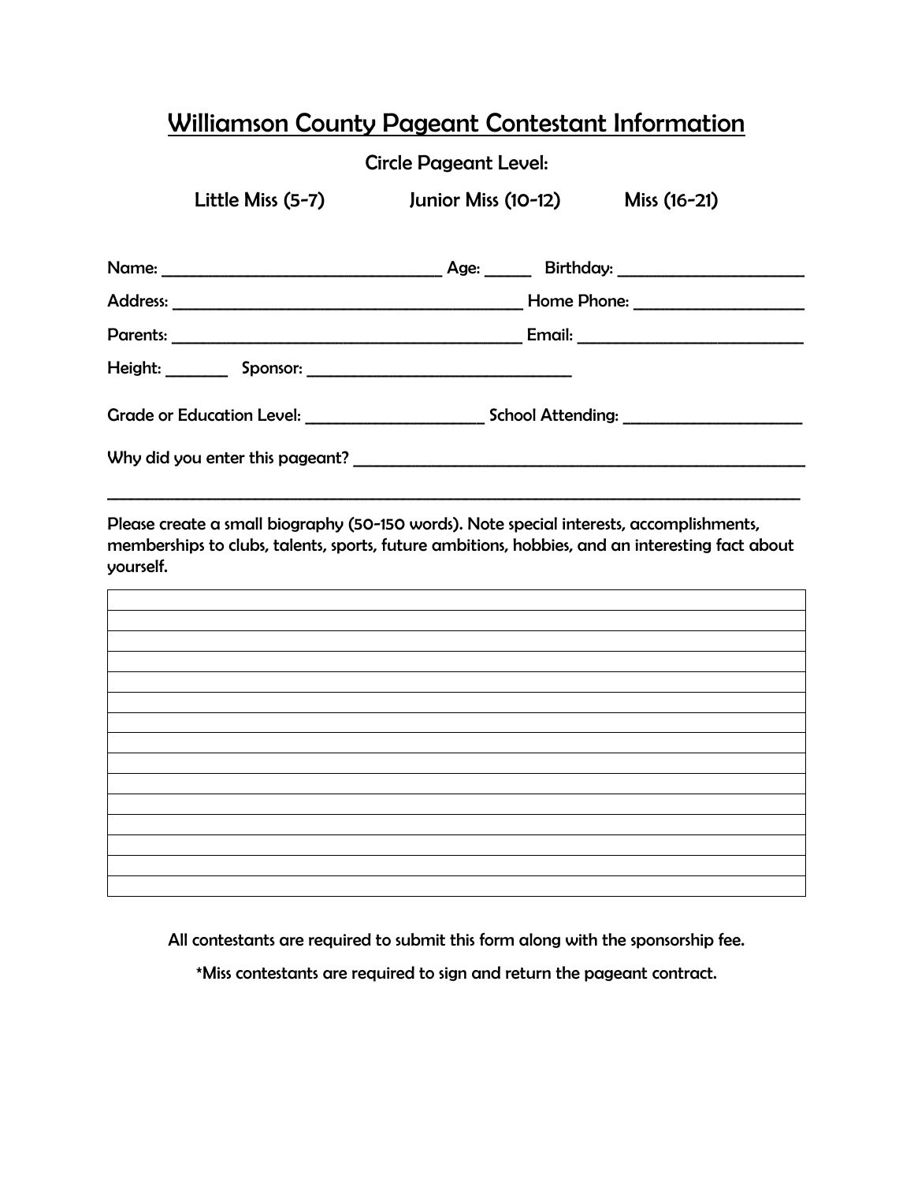# Williamson County Pageant Contestant Information

Circle Pageant Level:

Little Miss (5-7) Junior Miss (10-12) Miss (16-21)

Name: ______________________________ Age: _____ Birthday: ____________________

Address: ______________________________________ Home Phone: __________________

Parents: ______________________________________ Email: ________________________

Height: _______ Sponsor: ______________________________

Grade or Education Level: ___________________ School Attending: ___________________

Why did you enter this pageant? ___________________________________________________

_____________________________________________________________________________

Please create a small biography (50-150 words). Note special interests, accomplishments, memberships to clubs, talents, sports, future ambitions, hobbies, and an interesting fact about yourself.

| |
|---|
| |
| |
| |
| |
| |
| |
| |
| |
| |
| |
| |
| |
| |
| |

All contestants are required to submit this form along with the sponsorship fee.

*Miss contestants are required to sign and return the pageant contract.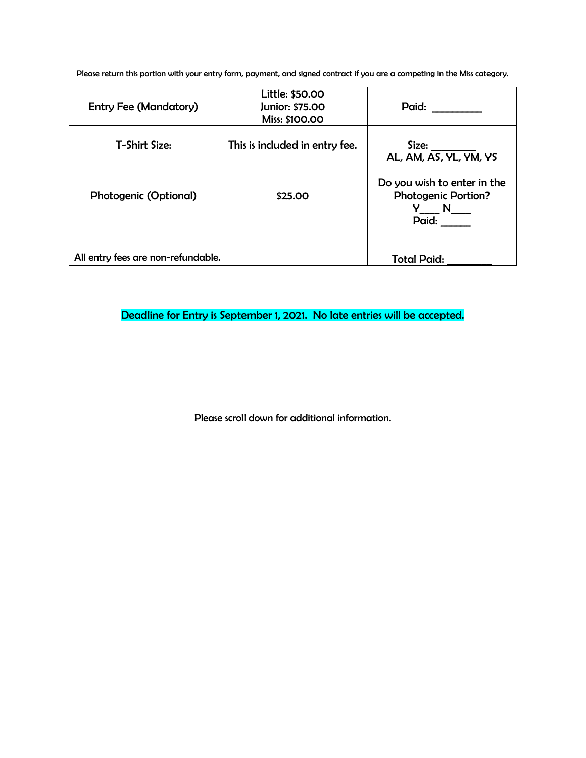<u>Please return this portion with your entry form, payment, and signed contract if you are a competing in the Miss category.</u>

| Entry Fee (Mandatory) | Little: $50.00<br>Junior: $75.00<br>Miss: $100.00 | Paid: _________ |
|---|---|---|
| T-Shirt Size: | This is included in entry fee. | Size: ________<br>AL, AM, AS, YL, YM, YS |
| Photogenic (Optional) | $25.00 | Do you wish to enter in the Photogenic Portion?<br>Y____ N____<br>Paid: ______ |
| All entry fees are non-refundable. | | Total Paid: _________ |

**Deadline for Entry is September 1, 2021. No late entries will be accepted.**

Please scroll down for additional information.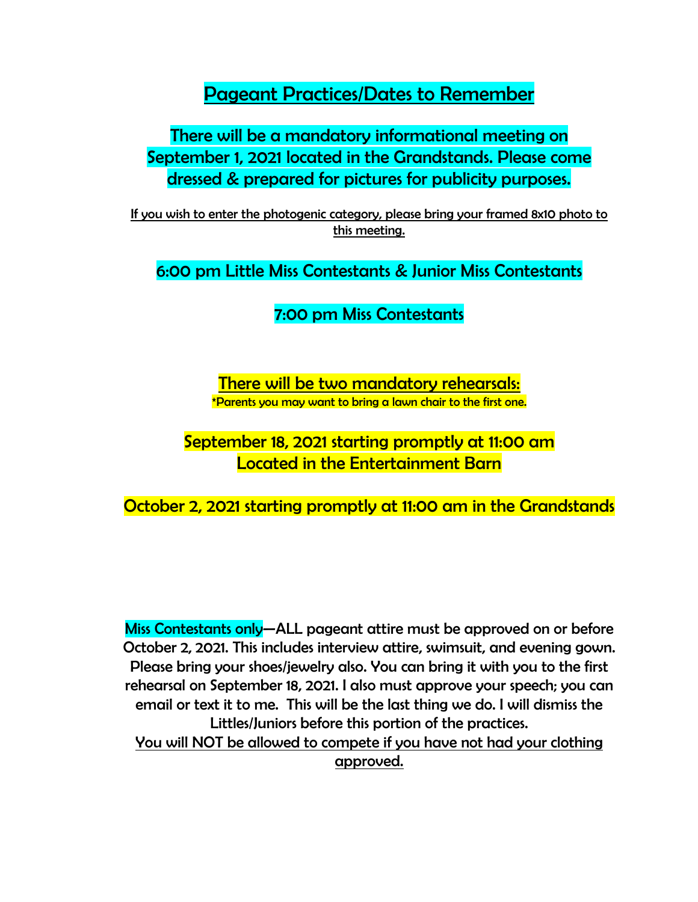# Pageant Practices/Dates to Remember

## There will be a mandatory informational meeting on September 1, 2021 located in the Grandstands. Please come dressed & prepared for pictures for publicity purposes.

If you wish to enter the photogenic category, please bring your framed 8x10 photo to this meeting.

### 6:00 pm Little Miss Contestants & Junior Miss Contestants

### 7:00 pm Miss Contestants

### There will be two mandatory rehearsals:

*Parents you may want to bring a lawn chair to the first one.

### September 18, 2021 starting promptly at 11:00 am
### Located in the Entertainment Barn

### October 2, 2021 starting promptly at 11:00 am in the Grandstands

Miss Contestants only—ALL pageant attire must be approved on or before October 2, 2021. This includes interview attire, swimsuit, and evening gown. Please bring your shoes/jewelry also. You can bring it with you to the first rehearsal on September 18, 2021. I also must approve your speech; you can email or text it to me. This will be the last thing we do. I will dismiss the Littles/Juniors before this portion of the practices.

You will NOT be allowed to compete if you have not had your clothing approved.